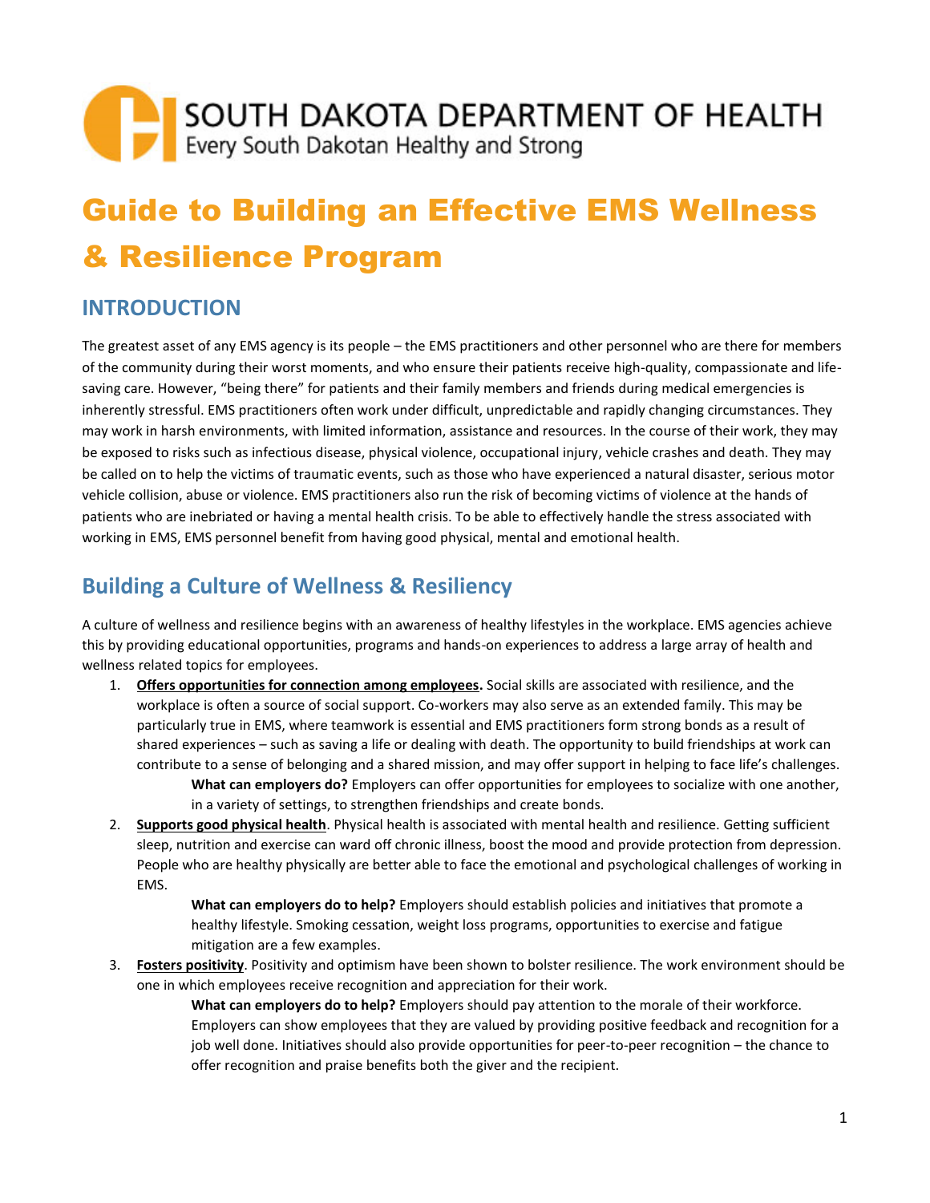SOUTH DAKOTA DEPARTMENT OF HEALTH
Every South Dakotan Healthy and Strong

# Guide to Building an Effective EMS Wellness & Resilience Program

## INTRODUCTION

The greatest asset of any EMS agency is its people – the EMS practitioners and other personnel who are there for members of the community during their worst moments, and who ensure their patients receive high-quality, compassionate and life-saving care. However, "being there" for patients and their family members and friends during medical emergencies is inherently stressful. EMS practitioners often work under difficult, unpredictable and rapidly changing circumstances. They may work in harsh environments, with limited information, assistance and resources. In the course of their work, they may be exposed to risks such as infectious disease, physical violence, occupational injury, vehicle crashes and death. They may be called on to help the victims of traumatic events, such as those who have experienced a natural disaster, serious motor vehicle collision, abuse or violence. EMS practitioners also run the risk of becoming victims of violence at the hands of patients who are inebriated or having a mental health crisis. To be able to effectively handle the stress associated with working in EMS, EMS personnel benefit from having good physical, mental and emotional health.

## Building a Culture of Wellness & Resiliency

A culture of wellness and resilience begins with an awareness of healthy lifestyles in the workplace. EMS agencies achieve this by providing educational opportunities, programs and hands-on experiences to address a large array of health and wellness related topics for employees.

1. **Offers opportunities for connection among employees.** Social skills are associated with resilience, and the workplace is often a source of social support. Co-workers may also serve as an extended family. This may be particularly true in EMS, where teamwork is essential and EMS practitioners form strong bonds as a result of shared experiences – such as saving a life or dealing with death. The opportunity to build friendships at work can contribute to a sense of belonging and a shared mission, and may offer support in helping to face life's challenges.

   **What can employers do?** Employers can offer opportunities for employees to socialize with one another, in a variety of settings, to strengthen friendships and create bonds.

2. **Supports good physical health**. Physical health is associated with mental health and resilience. Getting sufficient sleep, nutrition and exercise can ward off chronic illness, boost the mood and provide protection from depression. People who are healthy physically are better able to face the emotional and psychological challenges of working in EMS.

   **What can employers do to help?** Employers should establish policies and initiatives that promote a healthy lifestyle. Smoking cessation, weight loss programs, opportunities to exercise and fatigue mitigation are a few examples.

3. **Fosters positivity**. Positivity and optimism have been shown to bolster resilience. The work environment should be one in which employees receive recognition and appreciation for their work.

   **What can employers do to help?** Employers should pay attention to the morale of their workforce. Employers can show employees that they are valued by providing positive feedback and recognition for a job well done. Initiatives should also provide opportunities for peer-to-peer recognition – the chance to offer recognition and praise benefits both the giver and the recipient.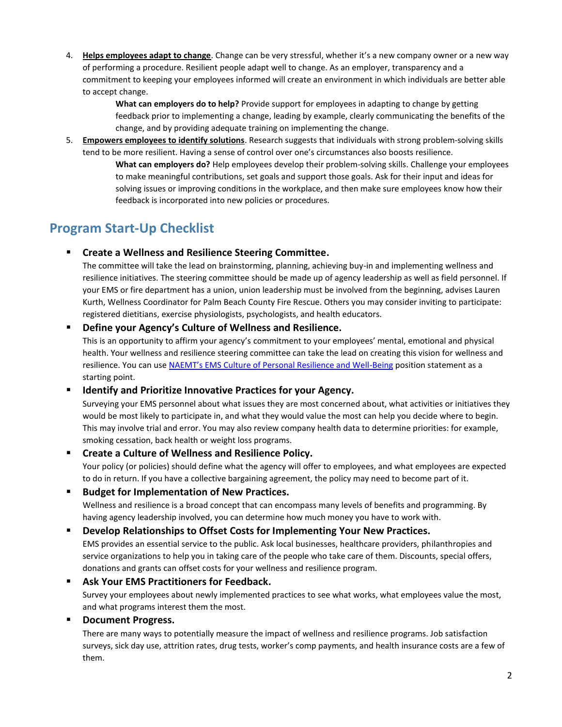4. **<u>Helps employees adapt to change</u>**. Change can be very stressful, whether it's a new company owner or a new way of performing a procedure. Resilient people adapt well to change. As an employer, transparency and a commitment to keeping your employees informed will create an environment in which individuals are better able to accept change.

   **What can employers do to help?** Provide support for employees in adapting to change by getting feedback prior to implementing a change, leading by example, clearly communicating the benefits of the change, and by providing adequate training on implementing the change.

5. **<u>Empowers employees to identify solutions</u>**. Research suggests that individuals with strong problem-solving skills tend to be more resilient. Having a sense of control over one's circumstances also boosts resilience.

   **What can employers do?** Help employees develop their problem-solving skills. Challenge your employees to make meaningful contributions, set goals and support those goals. Ask for their input and ideas for solving issues or improving conditions in the workplace, and then make sure employees know how their feedback is incorporated into new policies or procedures.

## Program Start-Up Checklist

- **Create a Wellness and Resilience Steering Committee.**
  The committee will take the lead on brainstorming, planning, achieving buy-in and implementing wellness and resilience initiatives. The steering committee should be made up of agency leadership as well as field personnel. If your EMS or fire department has a union, union leadership must be involved from the beginning, advises Lauren Kurth, Wellness Coordinator for Palm Beach County Fire Rescue. Others you may consider inviting to participate: registered dietitians, exercise physiologists, psychologists, and health educators.

- **Define your Agency's Culture of Wellness and Resilience.**
  This is an opportunity to affirm your agency's commitment to your employees' mental, emotional and physical health. Your wellness and resilience steering committee can take the lead on creating this vision for wellness and resilience. You can use NAEMT's EMS Culture of Personal Resilience and Well-Being position statement as a starting point.

- **Identify and Prioritize Innovative Practices for your Agency.**
  Surveying your EMS personnel about what issues they are most concerned about, what activities or initiatives they would be most likely to participate in, and what they would value the most can help you decide where to begin. This may involve trial and error. You may also review company health data to determine priorities: for example, smoking cessation, back health or weight loss programs.

- **Create a Culture of Wellness and Resilience Policy.**
  Your policy (or policies) should define what the agency will offer to employees, and what employees are expected to do in return. If you have a collective bargaining agreement, the policy may need to become part of it.

- **Budget for Implementation of New Practices.**
  Wellness and resilience is a broad concept that can encompass many levels of benefits and programming. By having agency leadership involved, you can determine how much money you have to work with.

- **Develop Relationships to Offset Costs for Implementing Your New Practices.**
  EMS provides an essential service to the public. Ask local businesses, healthcare providers, philanthropies and service organizations to help you in taking care of the people who take care of them. Discounts, special offers, donations and grants can offset costs for your wellness and resilience program.

- **Ask Your EMS Practitioners for Feedback.**
  Survey your employees about newly implemented practices to see what works, what employees value the most, and what programs interest them the most.

- **Document Progress.**
  There are many ways to potentially measure the impact of wellness and resilience programs. Job satisfaction surveys, sick day use, attrition rates, drug tests, worker's comp payments, and health insurance costs are a few of them.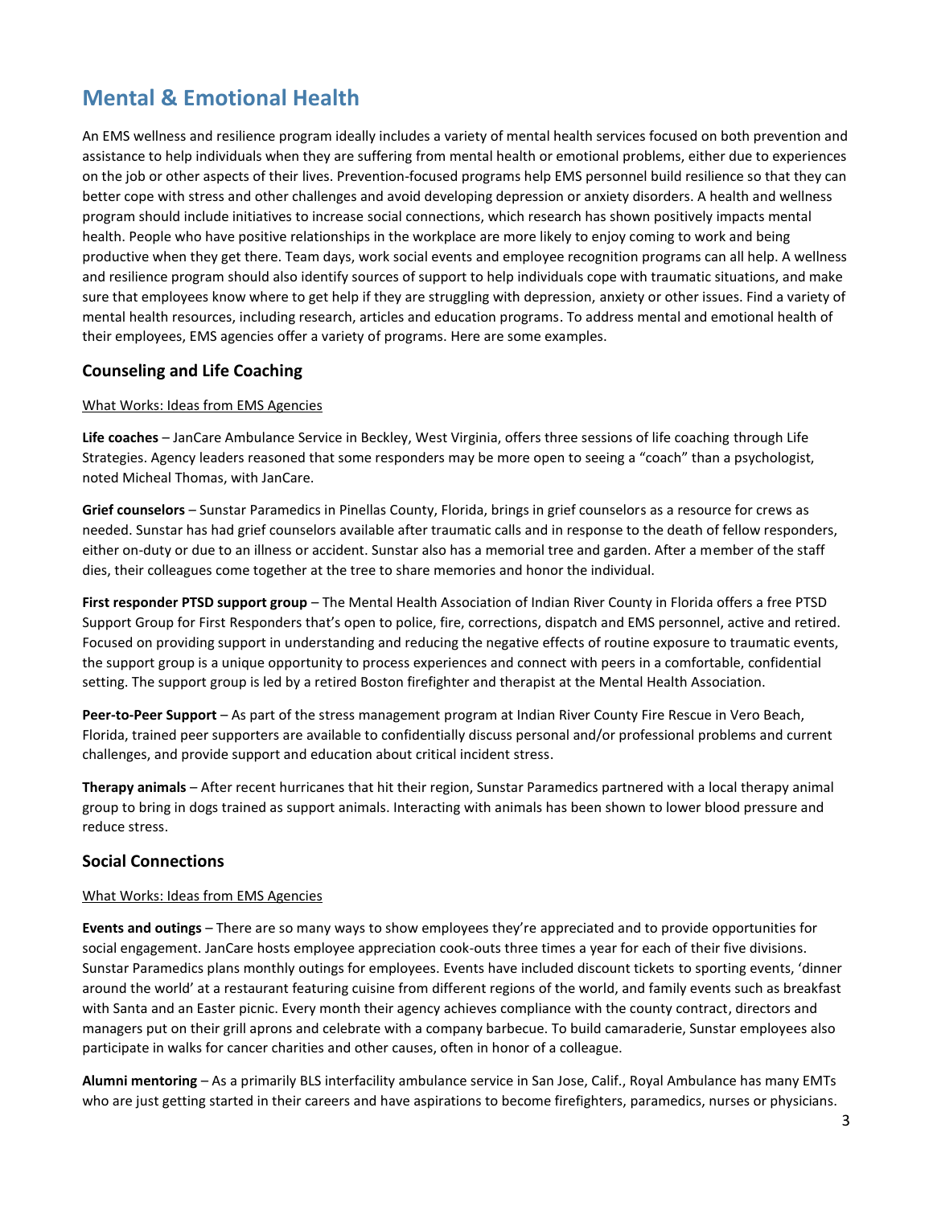## Mental & Emotional Health

An EMS wellness and resilience program ideally includes a variety of mental health services focused on both prevention and assistance to help individuals when they are suffering from mental health or emotional problems, either due to experiences on the job or other aspects of their lives. Prevention-focused programs help EMS personnel build resilience so that they can better cope with stress and other challenges and avoid developing depression or anxiety disorders. A health and wellness program should include initiatives to increase social connections, which research has shown positively impacts mental health. People who have positive relationships in the workplace are more likely to enjoy coming to work and being productive when they get there. Team days, work social events and employee recognition programs can all help. A wellness and resilience program should also identify sources of support to help individuals cope with traumatic situations, and make sure that employees know where to get help if they are struggling with depression, anxiety or other issues. Find a variety of mental health resources, including research, articles and education programs. To address mental and emotional health of their employees, EMS agencies offer a variety of programs. Here are some examples.

### Counseling and Life Coaching

What Works: Ideas from EMS Agencies

**Life coaches** – JanCare Ambulance Service in Beckley, West Virginia, offers three sessions of life coaching through Life Strategies. Agency leaders reasoned that some responders may be more open to seeing a "coach" than a psychologist, noted Micheal Thomas, with JanCare.

**Grief counselors** – Sunstar Paramedics in Pinellas County, Florida, brings in grief counselors as a resource for crews as needed. Sunstar has had grief counselors available after traumatic calls and in response to the death of fellow responders, either on-duty or due to an illness or accident. Sunstar also has a memorial tree and garden. After a member of the staff dies, their colleagues come together at the tree to share memories and honor the individual.

**First responder PTSD support group** – The Mental Health Association of Indian River County in Florida offers a free PTSD Support Group for First Responders that's open to police, fire, corrections, dispatch and EMS personnel, active and retired. Focused on providing support in understanding and reducing the negative effects of routine exposure to traumatic events, the support group is a unique opportunity to process experiences and connect with peers in a comfortable, confidential setting. The support group is led by a retired Boston firefighter and therapist at the Mental Health Association.

**Peer-to-Peer Support** – As part of the stress management program at Indian River County Fire Rescue in Vero Beach, Florida, trained peer supporters are available to confidentially discuss personal and/or professional problems and current challenges, and provide support and education about critical incident stress.

**Therapy animals** – After recent hurricanes that hit their region, Sunstar Paramedics partnered with a local therapy animal group to bring in dogs trained as support animals. Interacting with animals has been shown to lower blood pressure and reduce stress.

### Social Connections

What Works: Ideas from EMS Agencies

**Events and outings** – There are so many ways to show employees they're appreciated and to provide opportunities for social engagement. JanCare hosts employee appreciation cook-outs three times a year for each of their five divisions. Sunstar Paramedics plans monthly outings for employees. Events have included discount tickets to sporting events, 'dinner around the world' at a restaurant featuring cuisine from different regions of the world, and family events such as breakfast with Santa and an Easter picnic. Every month their agency achieves compliance with the county contract, directors and managers put on their grill aprons and celebrate with a company barbecue. To build camaraderie, Sunstar employees also participate in walks for cancer charities and other causes, often in honor of a colleague.

**Alumni mentoring** – As a primarily BLS interfacility ambulance service in San Jose, Calif., Royal Ambulance has many EMTs who are just getting started in their careers and have aspirations to become firefighters, paramedics, nurses or physicians.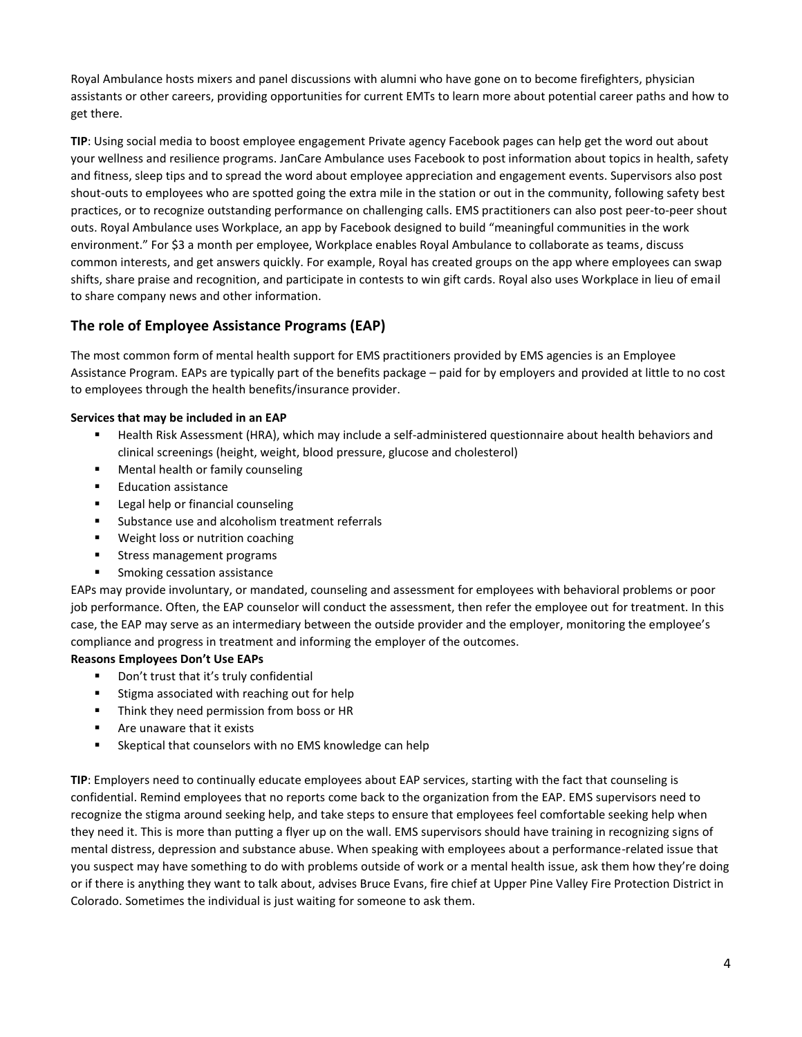Royal Ambulance hosts mixers and panel discussions with alumni who have gone on to become firefighters, physician assistants or other careers, providing opportunities for current EMTs to learn more about potential career paths and how to get there.

**TIP**: Using social media to boost employee engagement Private agency Facebook pages can help get the word out about your wellness and resilience programs. JanCare Ambulance uses Facebook to post information about topics in health, safety and fitness, sleep tips and to spread the word about employee appreciation and engagement events. Supervisors also post shout-outs to employees who are spotted going the extra mile in the station or out in the community, following safety best practices, or to recognize outstanding performance on challenging calls. EMS practitioners can also post peer-to-peer shout outs. Royal Ambulance uses Workplace, an app by Facebook designed to build "meaningful communities in the work environment." For $3 a month per employee, Workplace enables Royal Ambulance to collaborate as teams, discuss common interests, and get answers quickly. For example, Royal has created groups on the app where employees can swap shifts, share praise and recognition, and participate in contests to win gift cards. Royal also uses Workplace in lieu of email to share company news and other information.

## The role of Employee Assistance Programs (EAP)

The most common form of mental health support for EMS practitioners provided by EMS agencies is an Employee Assistance Program. EAPs are typically part of the benefits package – paid for by employers and provided at little to no cost to employees through the health benefits/insurance provider.

**Services that may be included in an EAP**

- Health Risk Assessment (HRA), which may include a self-administered questionnaire about health behaviors and clinical screenings (height, weight, blood pressure, glucose and cholesterol)
- Mental health or family counseling
- Education assistance
- Legal help or financial counseling
- Substance use and alcoholism treatment referrals
- Weight loss or nutrition coaching
- Stress management programs
- Smoking cessation assistance

EAPs may provide involuntary, or mandated, counseling and assessment for employees with behavioral problems or poor job performance. Often, the EAP counselor will conduct the assessment, then refer the employee out for treatment. In this case, the EAP may serve as an intermediary between the outside provider and the employer, monitoring the employee's compliance and progress in treatment and informing the employer of the outcomes.

**Reasons Employees Don't Use EAPs**

- Don't trust that it's truly confidential
- Stigma associated with reaching out for help
- Think they need permission from boss or HR
- Are unaware that it exists
- Skeptical that counselors with no EMS knowledge can help

**TIP**: Employers need to continually educate employees about EAP services, starting with the fact that counseling is confidential. Remind employees that no reports come back to the organization from the EAP. EMS supervisors need to recognize the stigma around seeking help, and take steps to ensure that employees feel comfortable seeking help when they need it. This is more than putting a flyer up on the wall. EMS supervisors should have training in recognizing signs of mental distress, depression and substance abuse. When speaking with employees about a performance-related issue that you suspect may have something to do with problems outside of work or a mental health issue, ask them how they're doing or if there is anything they want to talk about, advises Bruce Evans, fire chief at Upper Pine Valley Fire Protection District in Colorado. Sometimes the individual is just waiting for someone to ask them.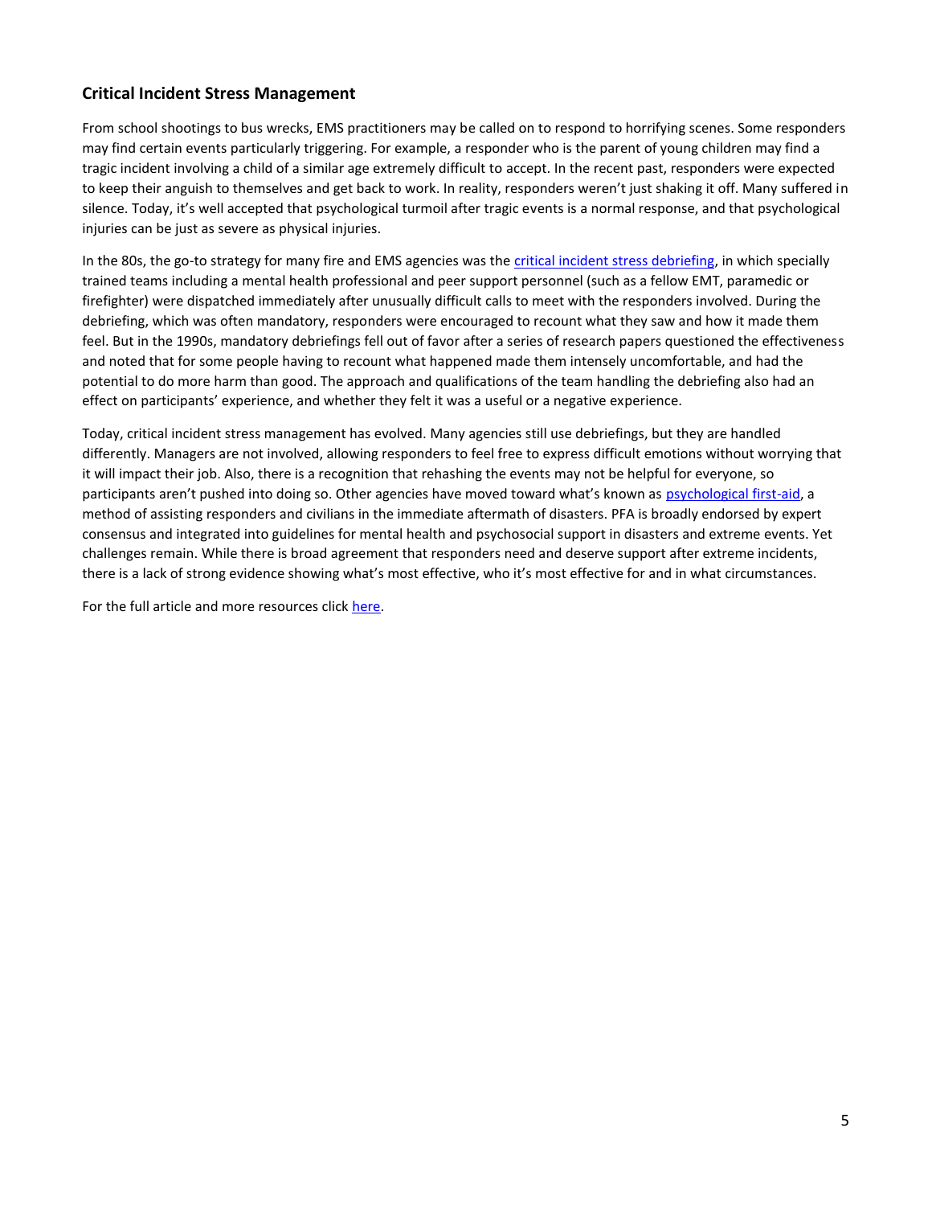## Critical Incident Stress Management

From school shootings to bus wrecks, EMS practitioners may be called on to respond to horrifying scenes. Some responders may find certain events particularly triggering. For example, a responder who is the parent of young children may find a tragic incident involving a child of a similar age extremely difficult to accept. In the recent past, responders were expected to keep their anguish to themselves and get back to work. In reality, responders weren't just shaking it off. Many suffered in silence. Today, it's well accepted that psychological turmoil after tragic events is a normal response, and that psychological injuries can be just as severe as physical injuries.

In the 80s, the go-to strategy for many fire and EMS agencies was the critical incident stress debriefing, in which specially trained teams including a mental health professional and peer support personnel (such as a fellow EMT, paramedic or firefighter) were dispatched immediately after unusually difficult calls to meet with the responders involved. During the debriefing, which was often mandatory, responders were encouraged to recount what they saw and how it made them feel. But in the 1990s, mandatory debriefings fell out of favor after a series of research papers questioned the effectiveness and noted that for some people having to recount what happened made them intensely uncomfortable, and had the potential to do more harm than good. The approach and qualifications of the team handling the debriefing also had an effect on participants' experience, and whether they felt it was a useful or a negative experience.

Today, critical incident stress management has evolved. Many agencies still use debriefings, but they are handled differently. Managers are not involved, allowing responders to feel free to express difficult emotions without worrying that it will impact their job. Also, there is a recognition that rehashing the events may not be helpful for everyone, so participants aren't pushed into doing so. Other agencies have moved toward what's known as psychological first-aid, a method of assisting responders and civilians in the immediate aftermath of disasters. PFA is broadly endorsed by expert consensus and integrated into guidelines for mental health and psychosocial support in disasters and extreme events. Yet challenges remain. While there is broad agreement that responders need and deserve support after extreme incidents, there is a lack of strong evidence showing what's most effective, who it's most effective for and in what circumstances.

For the full article and more resources click here.